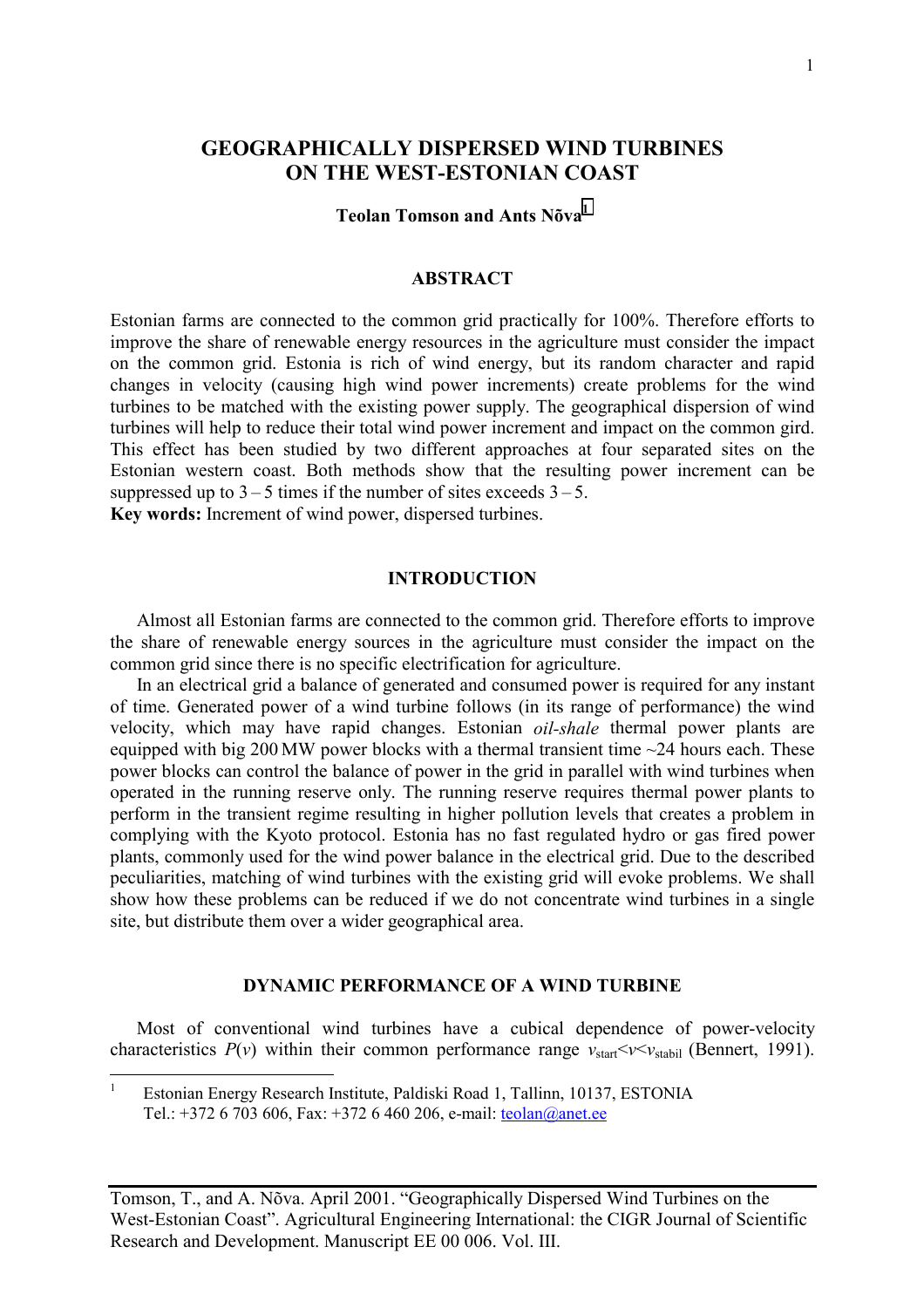# GEOGRAPHICALLY DISPERSED WIND TURBINES ON THE WEST-ESTONIAN COAST

**Teolan Tomson and Ants Nõva**[1]

## ABSTRACT

Estonian farms are connected to the common grid practically for 100%. Therefore efforts to improve the share of renewable energy resources in the agriculture must consider the impact on the common grid. Estonia is rich of wind energy, but its random character and rapid changes in velocity (causing high wind power increments) create problems for the wind turbines to be matched with the existing power supply. The geographical dispersion of wind turbines will help to reduce their total wind power increment and impact on the common gird. This effect has been studied by two different approaches at four separated sites on the Estonian western coast. Both methods show that the resulting power increment can be suppressed up to 3 – 5 times if the number of sites exceeds 3 – 5.

**Key words:** Increment of wind power, dispersed turbines.

## INTRODUCTION

Almost all Estonian farms are connected to the common grid. Therefore efforts to improve the share of renewable energy sources in the agriculture must consider the impact on the common grid since there is no specific electrification for agriculture.

In an electrical grid a balance of generated and consumed power is required for any instant of time. Generated power of a wind turbine follows (in its range of performance) the wind velocity, which may have rapid changes. Estonian *oil-shale* thermal power plants are equipped with big 200 MW power blocks with a thermal transient time ~24 hours each. These power blocks can control the balance of power in the grid in parallel with wind turbines when operated in the running reserve only. The running reserve requires thermal power plants to perform in the transient regime resulting in higher pollution levels that creates a problem in complying with the Kyoto protocol. Estonia has no fast regulated hydro or gas fired power plants, commonly used for the wind power balance in the electrical grid. Due to the described peculiarities, matching of wind turbines with the existing grid will evoke problems. We shall show how these problems can be reduced if we do not concentrate wind turbines in a single site, but distribute them over a wider geographical area.

## DYNAMIC PERFORMANCE OF A WIND TURBINE

Most of conventional wind turbines have a cubical dependence of power-velocity characteristics $P(v)$ within their common performance range $v_{start} < v < v_{stabil}$ (Bennert, 1991).

[1] Estonian Energy Research Institute, Paldiski Road 1, Tallinn, 10137, ESTONIA Tel.: +372 6 703 606, Fax: +372 6 460 206, e-mail: teolan@anet.ee

Tomson, T., and A. Nõva. April 2001. "Geographically Dispersed Wind Turbines on the West-Estonian Coast". Agricultural Engineering International: the CIGR Journal of Scientific Research and Development. Manuscript EE 00 006. Vol. III.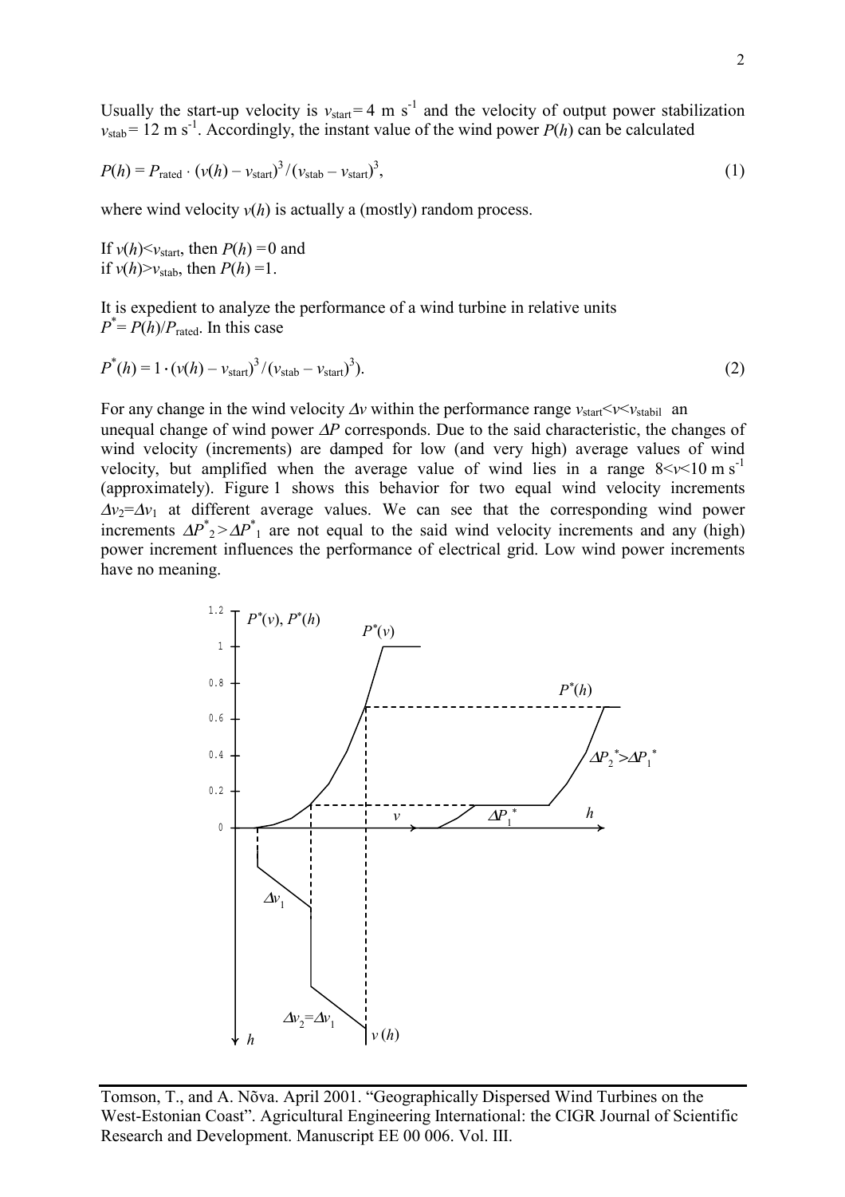Usually the start-up velocity is $v_{start} = 4$ m s$^{-1}$ and the velocity of output power stabilization $v_{stab} = 12$ m s$^{-1}$. Accordingly, the instant value of the wind power $P(h)$ can be calculated

$$P(h) = P_{rated} \cdot (v(h) - v_{start})^3 / (v_{stab} - v_{start})^3, \tag{1}$$

where wind velocity $v(h)$ is actually a (mostly) random process.

If $v(h) < v_{start}$, then $P(h) = 0$ and
if $v(h) > v_{stab}$, then $P(h) = 1$.

It is expedient to analyze the performance of a wind turbine in relative units $P^* = P(h)/P_{rated}$. In this case

$$P^*(h) = 1 \cdot (v(h) - v_{start})^3 / (v_{stab} - v_{start})^3). \tag{2}$$

For any change in the wind velocity $\Delta v$ within the performance range $v_{start} < v < v_{stabil}$ an unequal change of wind power $\Delta P$ corresponds. Due to the said characteristic, the changes of wind velocity (increments) are damped for low (and very high) average values of wind velocity, but amplified when the average value of wind lies in a range $8 < v < 10$ m s$^{-1}$ (approximately). Figure 1 shows this behavior for two equal wind velocity increments $\Delta v_2 = \Delta v_1$ at different average values. We can see that the corresponding wind power increments $\Delta P^*_2 > \Delta P^*_1$ are not equal to the said wind velocity increments and any (high) power increment influences the performance of electrical grid. Low wind power increments have no meaning.

Tomson, T., and A. Nõva. April 2001. "Geographically Dispersed Wind Turbines on the West-Estonian Coast". Agricultural Engineering International: the CIGR Journal of Scientific Research and Development. Manuscript EE 00 006. Vol. III.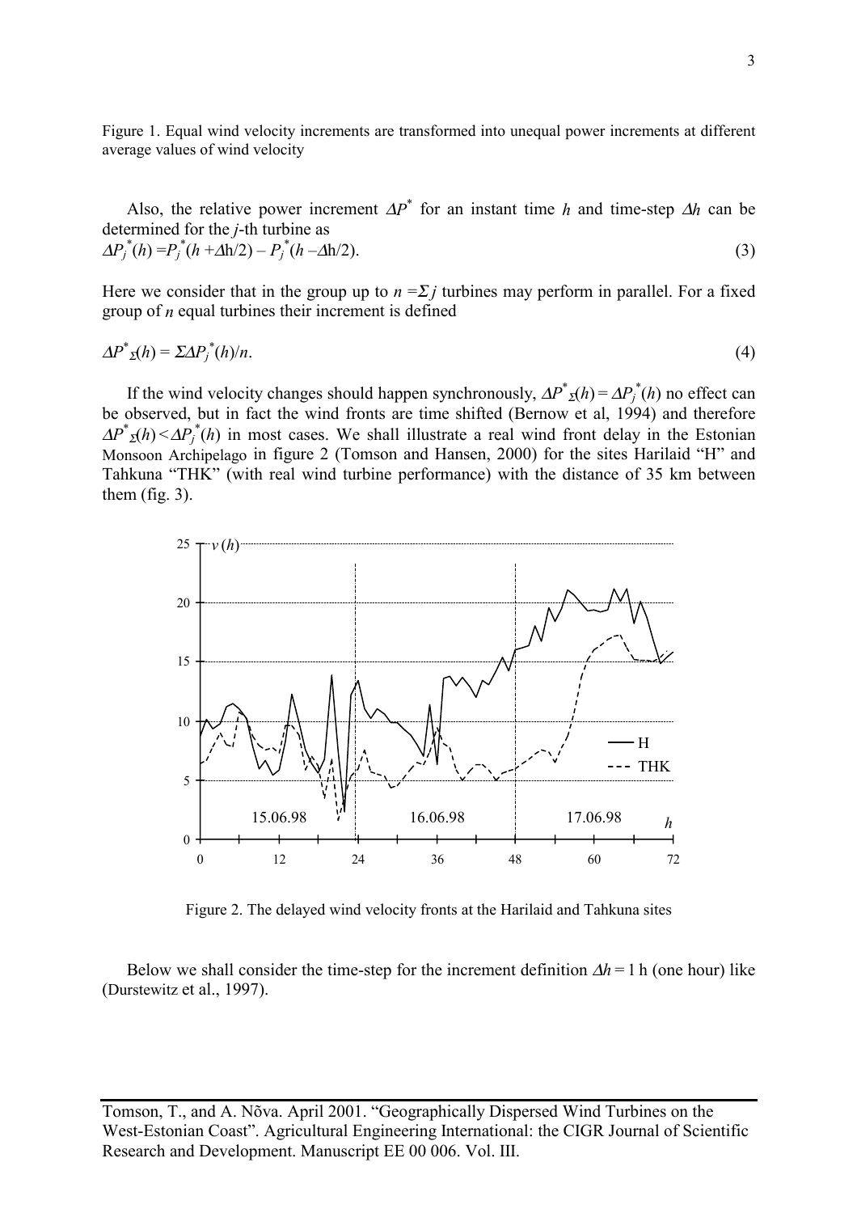Figure 1. Equal wind velocity increments are transformed into unequal power increments at different average values of wind velocity

Also, the relative power increment $\Delta P^*$ for an instant time $h$ and time-step $\Delta h$ can be determined for the $j$-th turbine as

$$\Delta P_j^*(h) = P_j^*(h + \Delta h/2) - P_j^*(h - \Delta h/2). \tag{3}$$

Here we consider that in the group up to $n = \Sigma j$ turbines may perform in parallel. For a fixed group of $n$ equal turbines their increment is defined

$$\Delta P^*_\Sigma(h) = \Sigma \Delta P_j^*(h)/n. \tag{4}$$

If the wind velocity changes should happen synchronously, $\Delta P^*_\Sigma(h) = \Delta P_j^*(h)$ no effect can be observed, but in fact the wind fronts are time shifted (Bernow et al, 1994) and therefore $\Delta P^*_\Sigma(h) < \Delta P_j^*(h)$ in most cases. We shall illustrate a real wind front delay in the Estonian Monsoon Archipelago in figure 2 (Tomson and Hansen, 2000) for the sites Harilaid "H" and Tahkuna "THK" (with real wind turbine performance) with the distance of 35 km between them (fig. 3).

Figure 2. The delayed wind velocity fronts at the Harilaid and Tahkuna sites

Below we shall consider the time-step for the increment definition $\Delta h = 1$ h (one hour) like (Durstewitz et al., 1997).

Tomson, T., and A. Nõva. April 2001. "Geographically Dispersed Wind Turbines on the West-Estonian Coast". Agricultural Engineering International: the CIGR Journal of Scientific Research and Development. Manuscript EE 00 006. Vol. III.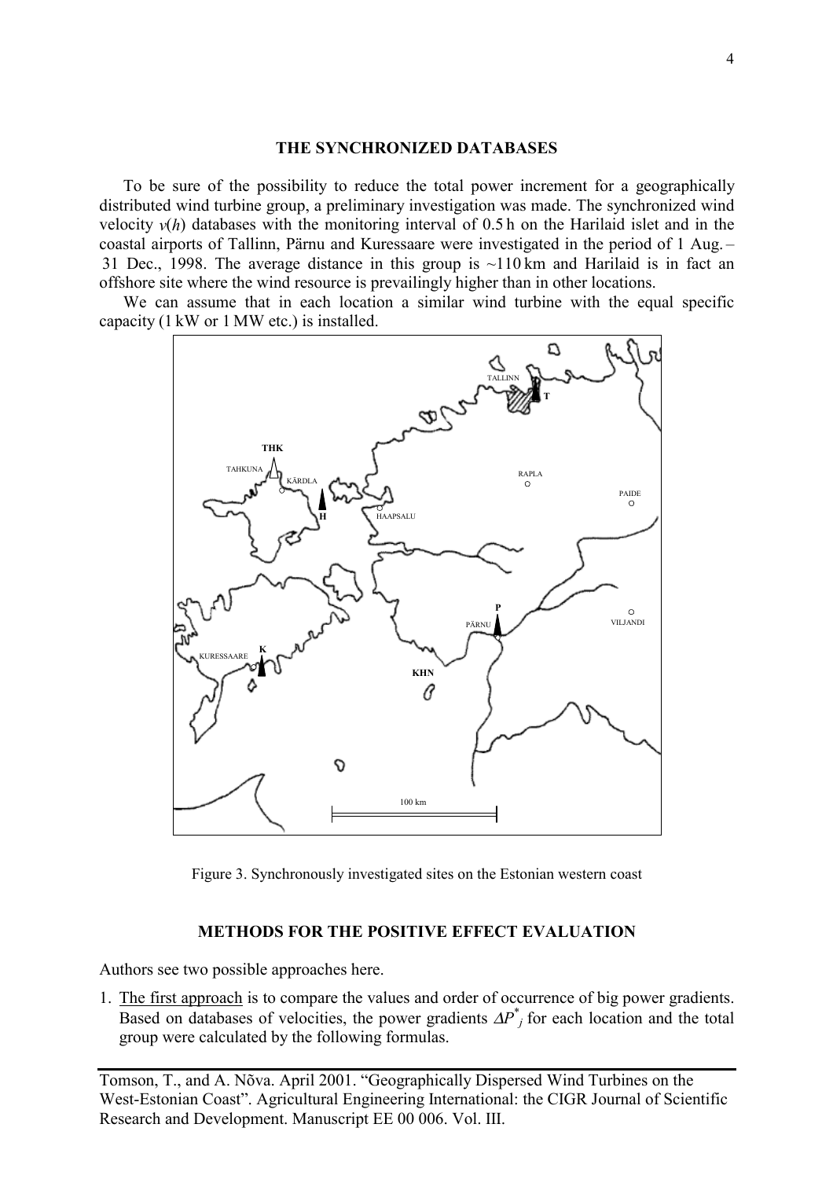## THE SYNCHRONIZED DATABASES

To be sure of the possibility to reduce the total power increment for a geographically distributed wind turbine group, a preliminary investigation was made. The synchronized wind velocity $v(h)$ databases with the monitoring interval of 0.5 h on the Harilaid islet and in the coastal airports of Tallinn, Pärnu and Kuressaare were investigated in the period of 1 Aug. – 31 Dec., 1998. The average distance in this group is ~110 km and Harilaid is in fact an offshore site where the wind resource is prevailingly higher than in other locations.

We can assume that in each location a similar wind turbine with the equal specific capacity (1 kW or 1 MW etc.) is installed.

Figure 3. Synchronously investigated sites on the Estonian western coast

## METHODS FOR THE POSITIVE EFFECT EVALUATION

Authors see two possible approaches here.

1. The first approach is to compare the values and order of occurrence of big power gradients. Based on databases of velocities, the power gradients $\Delta P^*_j$ for each location and the total group were calculated by the following formulas.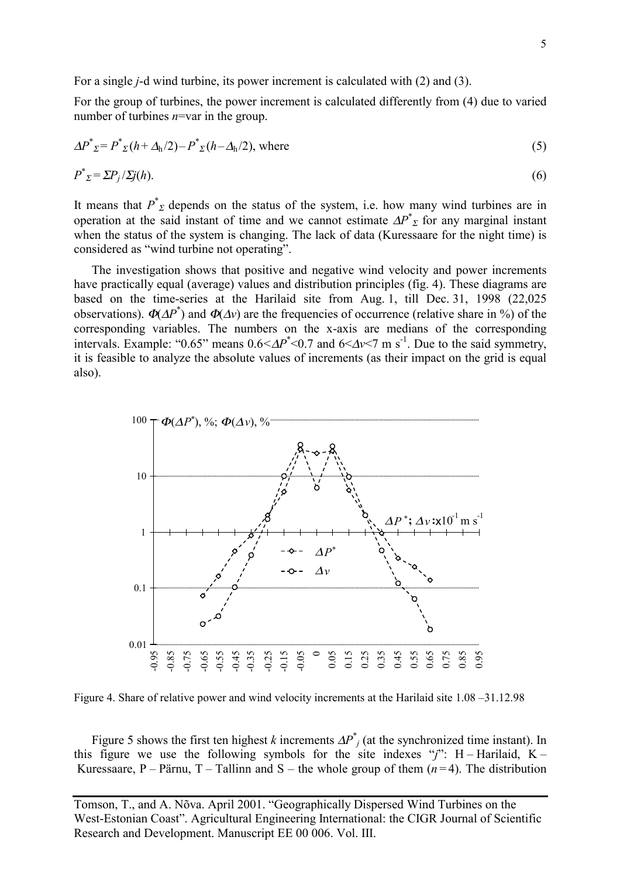For a single *j*-d wind turbine, its power increment is calculated with (2) and (3).

For the group of turbines, the power increment is calculated differently from (4) due to varied number of turbines *n*=var in the group.

$$\Delta P^*_\Sigma = P^*_\Sigma(h+\Delta_h/2) - P^*_\Sigma(h-\Delta_h/2), \text{ where} \tag{5}$$

$$P^*_\Sigma = \Sigma P_j / \Sigma j(h). \tag{6}$$

It means that $P^*_\Sigma$ depends on the status of the system, i.e. how many wind turbines are in operation at the said instant of time and we cannot estimate $\Delta P^*_\Sigma$ for any marginal instant when the status of the system is changing. The lack of data (Kuressaare for the night time) is considered as "wind turbine not operating".

The investigation shows that positive and negative wind velocity and power increments have practically equal (average) values and distribution principles (fig. 4). These diagrams are based on the time-series at the Harilaid site from Aug. 1, till Dec. 31, 1998 (22,025 observations). $\Phi(\Delta P^*)$ and $\Phi(\Delta v)$ are the frequencies of occurrence (relative share in %) of the corresponding variables. The numbers on the x-axis are medians of the corresponding intervals. Example: "0.65" means $0.6<\Delta P^*<0.7$ and $6<\Delta v<7$ m s$^{-1}$. Due to the said symmetry, it is feasible to analyze the absolute values of increments (as their impact on the grid is equal also).

Figure 4. Share of relative power and wind velocity increments at the Harilaid site 1.08 –31.12.98

Figure 5 shows the first ten highest *k* increments $\Delta P^*_j$ (at the synchronized time instant). In this figure we use the following symbols for the site indexes "*j*": H – Harilaid, K – Kuressaare, P – Pärnu, T – Tallinn and S – the whole group of them ($n=4$). The distribution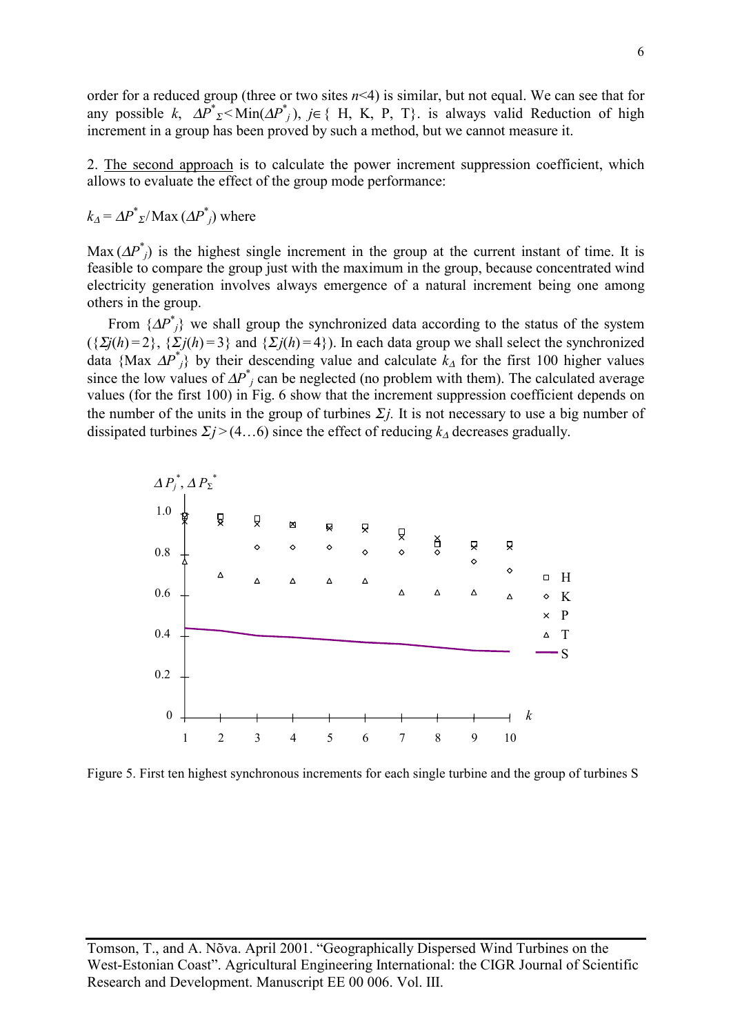order for a reduced group (three or two sites $n$<4) is similar, but not equal. We can see that for any possible $k$, $\Delta P^*_\Sigma < \mathrm{Min}(\Delta P^*_j)$, $j \in \{$ H, K, P, T$\}$. is always valid Reduction of high increment in a group has been proved by such a method, but we cannot measure it.

2. The second approach is to calculate the power increment suppression coefficient, which allows to evaluate the effect of the group mode performance:

$k_\Delta = \Delta P^*_\Sigma / \mathrm{Max}(\Delta P^*_j)$ where

$\mathrm{Max}(\Delta P^*_j)$ is the highest single increment in the group at the current instant of time. It is feasible to compare the group just with the maximum in the group, because concentrated wind electricity generation involves always emergence of a natural increment being one among others in the group.

From $\{\Delta P^*_j\}$ we shall group the synchronized data according to the status of the system ($\{\Sigma j(h)=2\}$, $\{\Sigma j(h)=3\}$ and $\{\Sigma j(h)=4\}$). In each data group we shall select the synchronized data $\{\mathrm{Max}\ \Delta P^*_j\}$ by their descending value and calculate $k_\Delta$ for the first 100 higher values since the low values of $\Delta P^*_j$ can be neglected (no problem with them). The calculated average values (for the first 100) in Fig. 6 show that the increment suppression coefficient depends on the number of the units in the group of turbines $\Sigma j$. It is not necessary to use a big number of dissipated turbines $\Sigma j > (4 \ldots 6)$ since the effect of reducing $k_\Delta$ decreases gradually.

Figure 5. First ten highest synchronous increments for each single turbine and the group of turbines S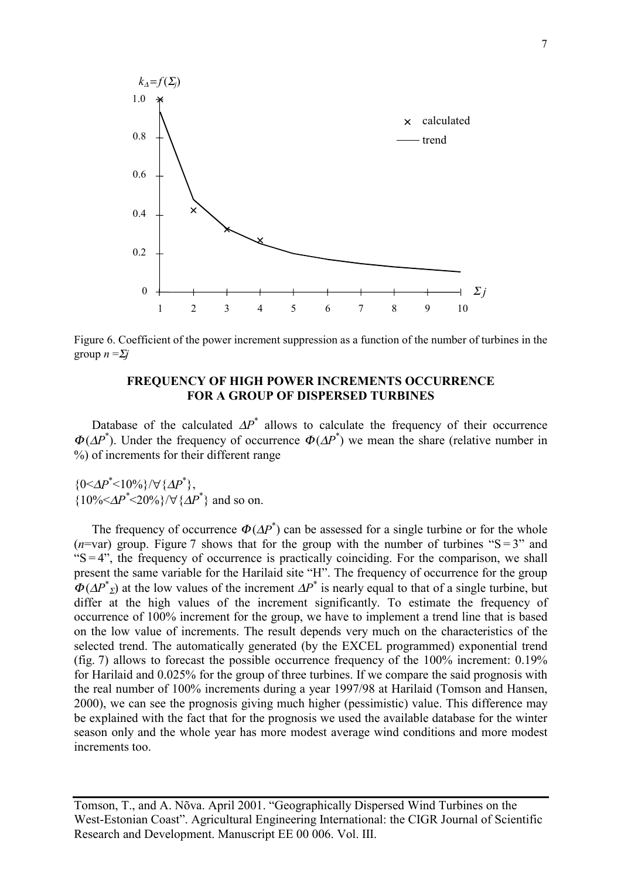Figure 6. Coefficient of the power increment suppression as a function of the number of turbines in the group $n = \Sigma j$

## FREQUENCY OF HIGH POWER INCREMENTS OCCURRENCE FOR A GROUP OF DISPERSED TURBINES

Database of the calculated $\Delta P^*$ allows to calculate the frequency of their occurrence $\Phi(\Delta P^*)$. Under the frequency of occurrence $\Phi(\Delta P^*)$ we mean the share (relative number in %) of increments for their different range

$\{0<\Delta P^*<10\%\}/\forall\{\Delta P^*\}$,
$\{10\%<\Delta P^*<20\%\}/\forall\{\Delta P^*\}$ and so on.

The frequency of occurrence $\Phi(\Delta P^*)$ can be assessed for a single turbine or for the whole ($n$=var) group. Figure 7 shows that for the group with the number of turbines "S = 3" and "S = 4", the frequency of occurrence is practically coinciding. For the comparison, we shall present the same variable for the Harilaid site "H". The frequency of occurrence for the group $\Phi(\Delta P^*_\Sigma)$ at the low values of the increment $\Delta P^*$ is nearly equal to that of a single turbine, but differ at the high values of the increment significantly. To estimate the frequency of occurrence of 100% increment for the group, we have to implement a trend line that is based on the low value of increments. The result depends very much on the characteristics of the selected trend. The automatically generated (by the EXCEL programmed) exponential trend (fig. 7) allows to forecast the possible occurrence frequency of the 100% increment: 0.19% for Harilaid and 0.025% for the group of three turbines. If we compare the said prognosis with the real number of 100% increments during a year 1997/98 at Harilaid (Tomson and Hansen, 2000), we can see the prognosis giving much higher (pessimistic) value. This difference may be explained with the fact that for the prognosis we used the available database for the winter season only and the whole year has more modest average wind conditions and more modest increments too.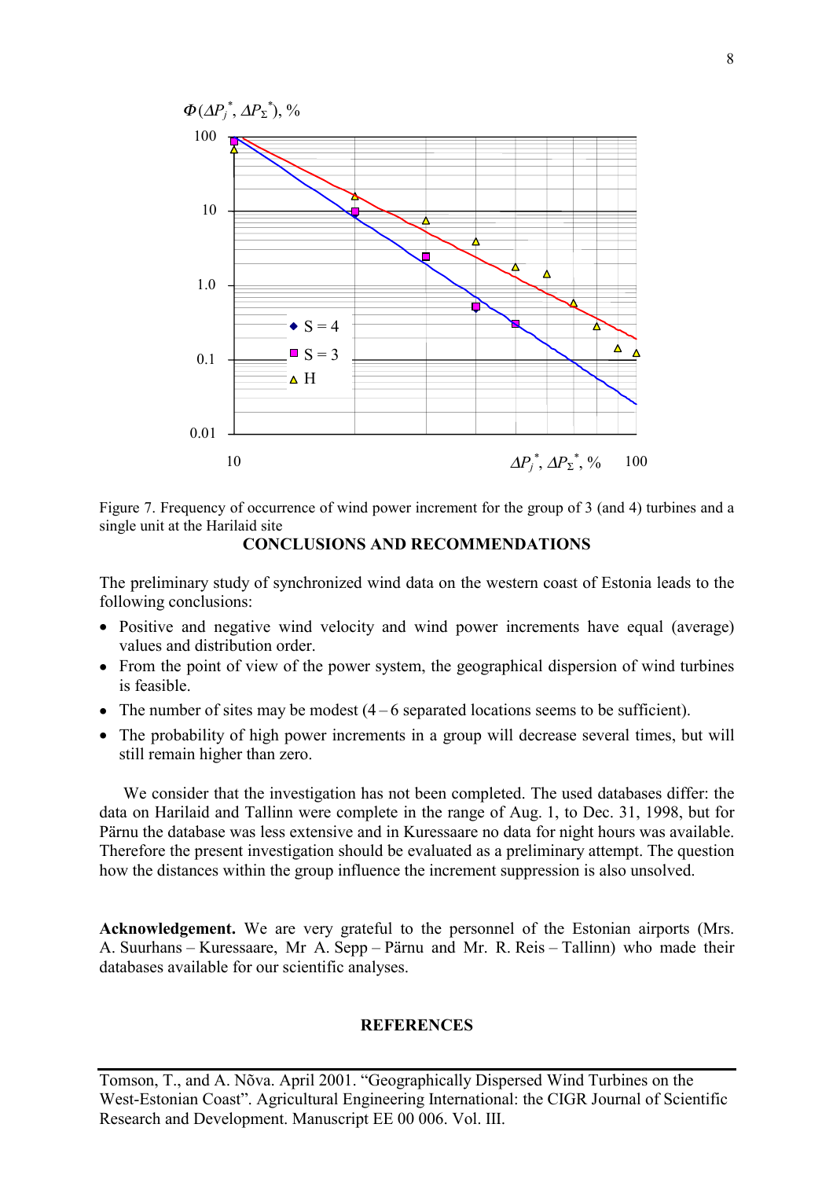Figure 7. Frequency of occurrence of wind power increment for the group of 3 (and 4) turbines and a single unit at the Harilaid site

## CONCLUSIONS AND RECOMMENDATIONS

The preliminary study of synchronized wind data on the western coast of Estonia leads to the following conclusions:

- Positive and negative wind velocity and wind power increments have equal (average) values and distribution order.
- From the point of view of the power system, the geographical dispersion of wind turbines is feasible.
- The number of sites may be modest (4 – 6 separated locations seems to be sufficient).
- The probability of high power increments in a group will decrease several times, but will still remain higher than zero.

We consider that the investigation has not been completed. The used databases differ: the data on Harilaid and Tallinn were complete in the range of Aug. 1, to Dec. 31, 1998, but for Pärnu the database was less extensive and in Kuressaare no data for night hours was available. Therefore the present investigation should be evaluated as a preliminary attempt. The question how the distances within the group influence the increment suppression is also unsolved.

**Acknowledgement.** We are very grateful to the personnel of the Estonian airports (Mrs. A. Suurhans – Kuressaare, Mr A. Sepp – Pärnu and Mr. R. Reis – Tallinn) who made their databases available for our scientific analyses.

## REFERENCES

Tomson, T., and A. Nõva. April 2001. "Geographically Dispersed Wind Turbines on the West-Estonian Coast". Agricultural Engineering International: the CIGR Journal of Scientific Research and Development. Manuscript EE 00 006. Vol. III.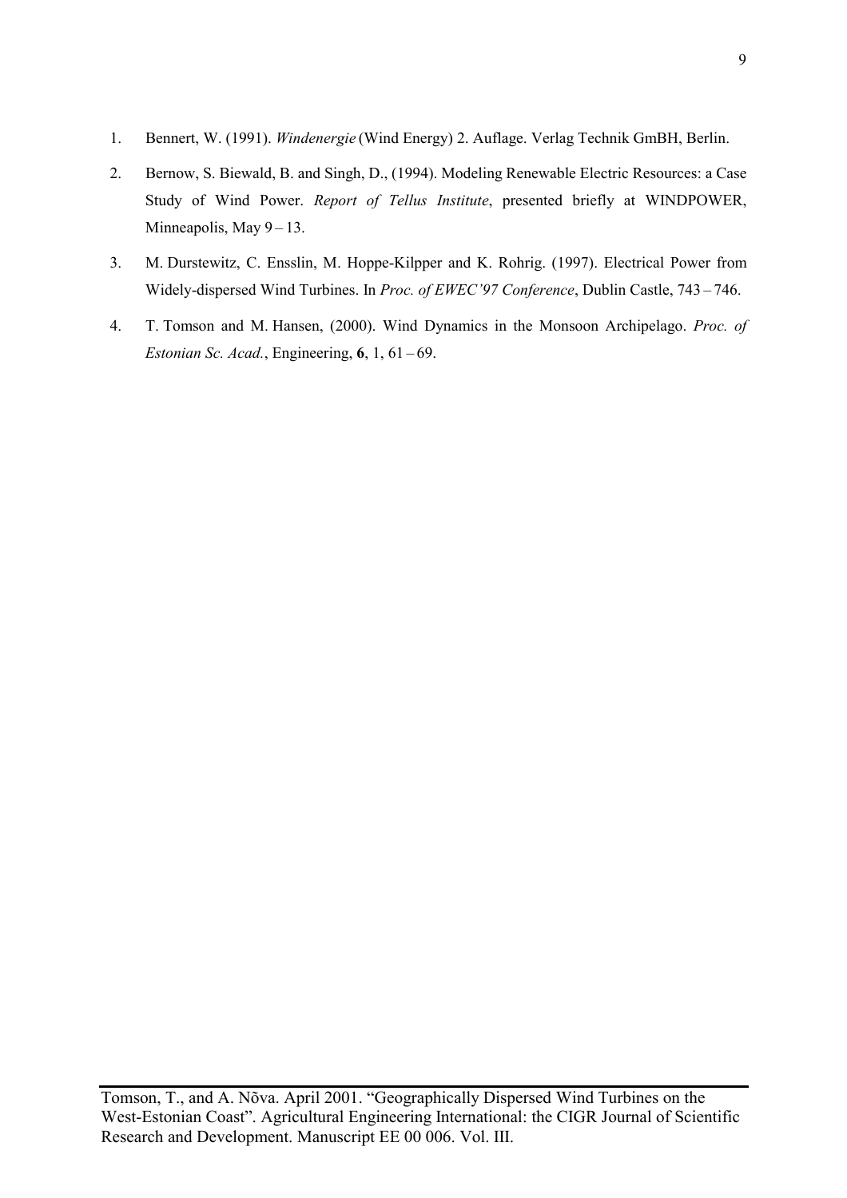1. Bennert, W. (1991). *Windenergie* (Wind Energy) 2. Auflage. Verlag Technik GmBH, Berlin.

2. Bernow, S. Biewald, B. and Singh, D., (1994). Modeling Renewable Electric Resources: a Case Study of Wind Power. *Report of Tellus Institute*, presented briefly at WINDPOWER, Minneapolis, May 9 – 13.

3. M. Durstewitz, C. Ensslin, M. Hoppe-Kilpper and K. Rohrig. (1997). Electrical Power from Widely-dispersed Wind Turbines. In *Proc. of EWEC'97 Conference*, Dublin Castle, 743 – 746.

4. T. Tomson and M. Hansen, (2000). Wind Dynamics in the Monsoon Archipelago. *Proc. of Estonian Sc. Acad.*, Engineering, **6**, 1, 61 – 69.